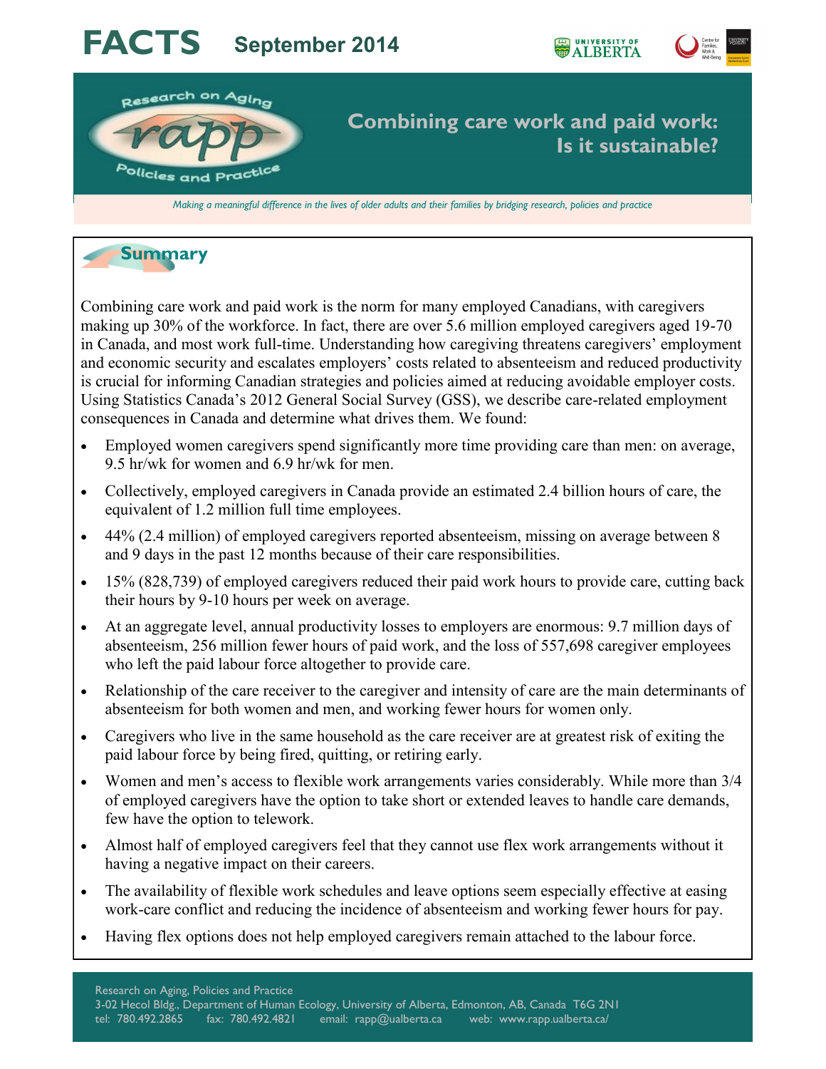# FACTS September 2014

Research on Aging Policies and Practice (rapp)

## Combining care work and paid work: Is it sustainable?

*Making a meaningful difference in the lives of older adults and their families by bridging research, policies and practice*

## Summary

Combining care work and paid work is the norm for many employed Canadians, with caregivers making up 30% of the workforce. In fact, there are over 5.6 million employed caregivers aged 19-70 in Canada, and most work full-time. Understanding how caregiving threatens caregivers' employment and economic security and escalates employers' costs related to absenteeism and reduced productivity is crucial for informing Canadian strategies and policies aimed at reducing avoidable employer costs. Using Statistics Canada's 2012 General Social Survey (GSS), we describe care-related employment consequences in Canada and determine what drives them. We found:

- Employed women caregivers spend significantly more time providing care than men: on average, 9.5 hr/wk for women and 6.9 hr/wk for men.
- Collectively, employed caregivers in Canada provide an estimated 2.4 billion hours of care, the equivalent of 1.2 million full time employees.
- 44% (2.4 million) of employed caregivers reported absenteeism, missing on average between 8 and 9 days in the past 12 months because of their care responsibilities.
- 15% (828,739) of employed caregivers reduced their paid work hours to provide care, cutting back their hours by 9-10 hours per week on average.
- At an aggregate level, annual productivity losses to employers are enormous: 9.7 million days of absenteeism, 256 million fewer hours of paid work, and the loss of 557,698 caregiver employees who left the paid labour force altogether to provide care.
- Relationship of the care receiver to the caregiver and intensity of care are the main determinants of absenteeism for both women and men, and working fewer hours for women only.
- Caregivers who live in the same household as the care receiver are at greatest risk of exiting the paid labour force by being fired, quitting, or retiring early.
- Women and men's access to flexible work arrangements varies considerably. While more than 3/4 of employed caregivers have the option to take short or extended leaves to handle care demands, few have the option to telework.
- Almost half of employed caregivers feel that they cannot use flex work arrangements without it having a negative impact on their careers.
- The availability of flexible work schedules and leave options seem especially effective at easing work-care conflict and reducing the incidence of absenteeism and working fewer hours for pay.
- Having flex options does not help employed caregivers remain attached to the labour force.

Research on Aging, Policies and Practice
3-02 Hecol Bldg., Department of Human Ecology, University of Alberta, Edmonton, AB, Canada T6G 2N1
tel: 780.492.2865 fax: 780.492.4821 email: rapp@ualberta.ca web: www.rapp.ualberta.ca/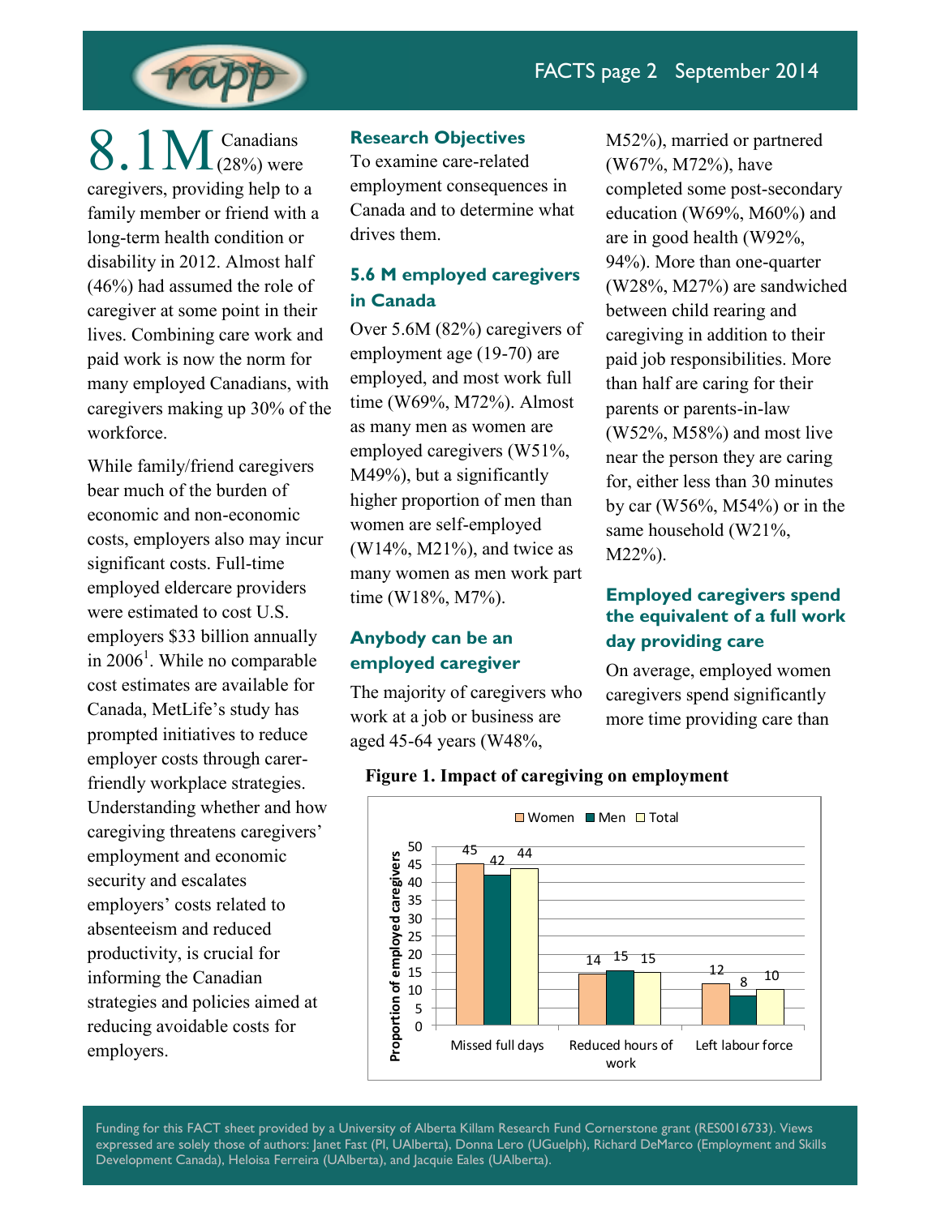**8.1M** Canadians (28%) were caregivers, providing help to a family member or friend with a long-term health condition or disability in 2012. Almost half (46%) had assumed the role of caregiver at some point in their lives. Combining care work and paid work is now the norm for many employed Canadians, with caregivers making up 30% of the workforce.

While family/friend caregivers bear much of the burden of economic and non-economic costs, employers also may incur significant costs. Full-time employed eldercare providers were estimated to cost U.S. employers $33 billion annually in 2006[1]. While no comparable cost estimates are available for Canada, MetLife's study has prompted initiatives to reduce employer costs through carer-friendly workplace strategies. Understanding whether and how caregiving threatens caregivers' employment and economic security and escalates employers' costs related to absenteeism and reduced productivity, is crucial for informing the Canadian strategies and policies aimed at reducing avoidable costs for employers.

### Research Objectives

To examine care-related employment consequences in Canada and to determine what drives them.

### 5.6 M employed caregivers in Canada

Over 5.6M (82%) caregivers of employment age (19-70) are employed, and most work full time (W69%, M72%). Almost as many men as women are employed caregivers (W51%, M49%), but a significantly higher proportion of men than women are self-employed (W14%, M21%), and twice as many women as men work part time (W18%, M7%).

### Anybody can be an employed caregiver

The majority of caregivers who work at a job or business are aged 45-64 years (W48%, M52%), married or partnered (W67%, M72%), have completed some post-secondary education (W69%, M60%) and are in good health (W92%, 94%). More than one-quarter (W28%, M27%) are sandwiched between child rearing and caregiving in addition to their paid job responsibilities. More than half are caring for their parents or parents-in-law (W52%, M58%) and most live near the person they are caring for, either less than 30 minutes by car (W56%, M54%) or in the same household (W21%, M22%).

### Employed caregivers spend the equivalent of a full work day providing care

On average, employed women caregivers spend significantly more time providing care than

**Figure 1. Impact of caregiving on employment**

| Proportion of employed caregivers | Women | Men | Total |
|---|---|---|---|
| Missed full days | 45 | 42 | 44 |
| Reduced hours of work | 14 | 15 | 15 |
| Left labour force | 12 | 8 | 10 |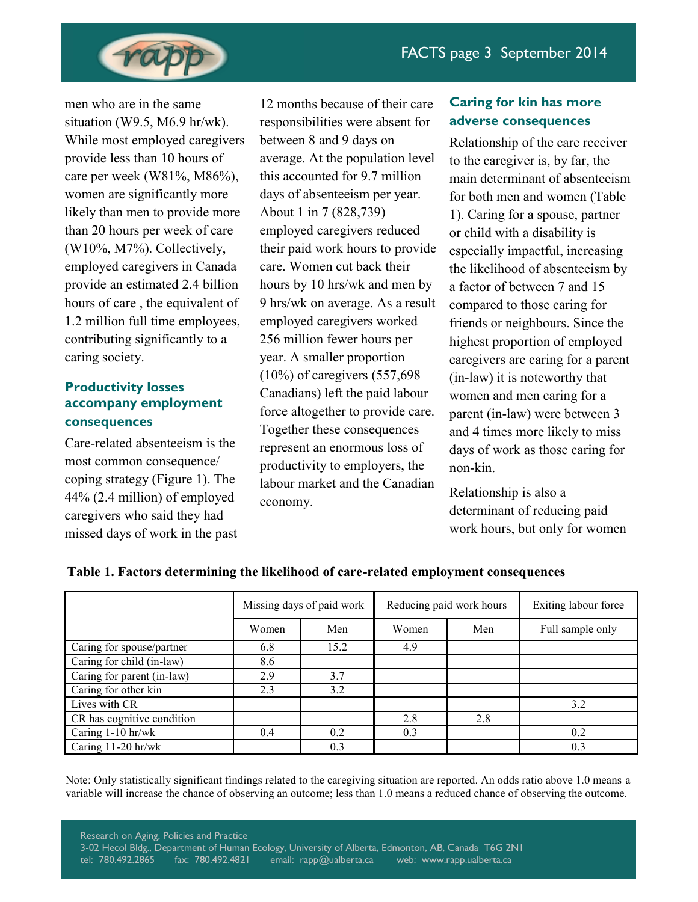men who are in the same situation (W9.5, M6.9 hr/wk). While most employed caregivers provide less than 10 hours of care per week (W81%, M86%), women are significantly more likely than men to provide more than 20 hours per week of care (W10%, M7%). Collectively, employed caregivers in Canada provide an estimated 2.4 billion hours of care , the equivalent of 1.2 million full time employees, contributing significantly to a caring society.

### Productivity losses accompany employment consequences

Care-related absenteeism is the most common consequence/ coping strategy (Figure 1). The 44% (2.4 million) of employed caregivers who said they had missed days of work in the past 12 months because of their care responsibilities were absent for between 8 and 9 days on average. At the population level this accounted for 9.7 million days of absenteeism per year. About 1 in 7 (828,739) employed caregivers reduced their paid work hours to provide care. Women cut back their hours by 10 hrs/wk and men by 9 hrs/wk on average. As a result employed caregivers worked 256 million fewer hours per year. A smaller proportion (10%) of caregivers (557,698 Canadians) left the paid labour force altogether to provide care. Together these consequences represent an enormous loss of productivity to employers, the labour market and the Canadian economy.

### Caring for kin has more adverse consequences

Relationship of the care receiver to the caregiver is, by far, the main determinant of absenteeism for both men and women (Table 1). Caring for a spouse, partner or child with a disability is especially impactful, increasing the likelihood of absenteeism by a factor of between 7 and 15 compared to those caring for friends or neighbours. Since the highest proportion of employed caregivers are caring for a parent (in-law) it is noteworthy that women and men caring for a parent (in-law) were between 3 and 4 times more likely to miss days of work as those caring for non-kin.

Relationship is also a determinant of reducing paid work hours, but only for women

**Table 1. Factors determining the likelihood of care-related employment consequences**

| | Missing days of paid work | | Reducing paid work hours | | Exiting labour force |
|---|---|---|---|---|---|
| | Women | Men | Women | Men | Full sample only |
| Caring for spouse/partner | 6.8 | 15.2 | 4.9 | | |
| Caring for child (in-law) | 8.6 | | | | |
| Caring for parent (in-law) | 2.9 | 3.7 | | | |
| Caring for other kin | 2.3 | 3.2 | | | |
| Lives with CR | | | | | 3.2 |
| CR has cognitive condition | | | 2.8 | 2.8 | |
| Caring 1-10 hr/wk | 0.4 | 0.2 | 0.3 | | 0.2 |
| Caring 11-20 hr/wk | | 0.3 | | | 0.3 |

Note: Only statistically significant findings related to the caregiving situation are reported. An odds ratio above 1.0 means a variable will increase the chance of observing an outcome; less than 1.0 means a reduced chance of observing the outcome.

Research on Aging, Policies and Practice
3-02 Hecol Bldg., Department of Human Ecology, University of Alberta, Edmonton, AB, Canada T6G 2N1
tel: 780.492.2865 fax: 780.492.4821 email: rapp@ualberta.ca web: www.rapp.ualberta.ca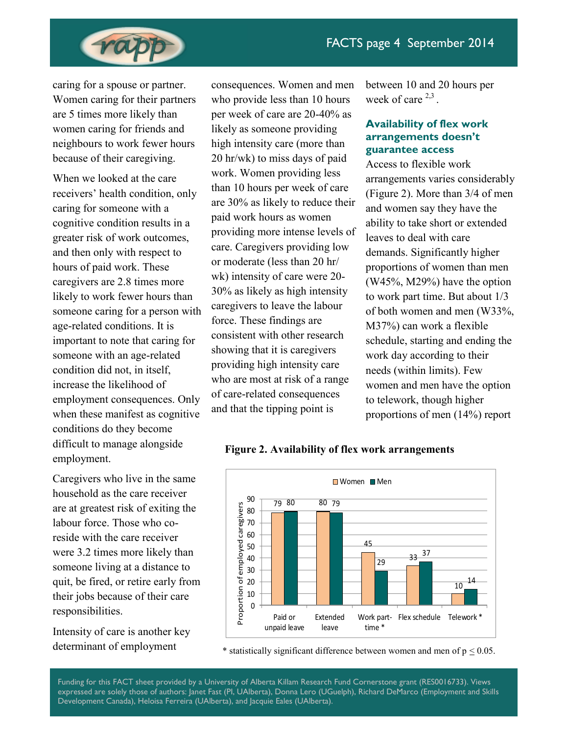caring for a spouse or partner. Women caring for their partners are 5 times more likely than women caring for friends and neighbours to work fewer hours because of their caregiving.

When we looked at the care receivers' health condition, only caring for someone with a cognitive condition results in a greater risk of work outcomes, and then only with respect to hours of paid work. These caregivers are 2.8 times more likely to work fewer hours than someone caring for a person with age-related conditions. It is important to note that caring for someone with an age-related condition did not, in itself, increase the likelihood of employment consequences. Only when these manifest as cognitive conditions do they become difficult to manage alongside employment.

Caregivers who live in the same household as the care receiver are at greatest risk of exiting the labour force. Those who co-reside with the care receiver were 3.2 times more likely than someone living at a distance to quit, be fired, or retire early from their jobs because of their care responsibilities.

Intensity of care is another key determinant of employment consequences. Women and men who provide less than 10 hours per week of care are 20-40% as likely as someone providing high intensity care (more than 20 hr/wk) to miss days of paid work. Women providing less than 10 hours per week of care are 30% as likely to reduce their paid work hours as women providing more intense levels of care. Caregivers providing low or moderate (less than 20 hr/wk) intensity of care were 20-30% as likely as high intensity caregivers to leave the labour force. These findings are consistent with other research showing that it is caregivers providing high intensity care who are most at risk of a range of care-related consequences and that the tipping point is between 10 and 20 hours per week of care [2,3].

## Availability of flex work arrangements doesn't guarantee access

Access to flexible work arrangements varies considerably (Figure 2). More than 3/4 of men and women say they have the ability to take short or extended leaves to deal with care demands. Significantly higher proportions of women than men (W45%, M29%) have the option to work part time. But about 1/3 of both women and men (W33%, M37%) can work a flexible schedule, starting and ending the work day according to their needs (within limits). Few women and men have the option to telework, though higher proportions of men (14%) report

**Figure 2. Availability of flex work arrangements**

| Proportion of employed caregivers | Women | Men |
|---|---|---|
| Paid or unpaid leave | 79 | 80 |
| Extended leave | 80 | 79 |
| Work part-time * | 45 | 29 |
| Flex schedule | 33 | 37 |
| Telework * | 10 | 14 |

\* statistically significant difference between women and men of $p \leq 0.05$.

Funding for this FACT sheet provided by a University of Alberta Killam Research Fund Cornerstone grant (RES0016733). Views expressed are solely those of authors: Janet Fast (PI, UAlberta), Donna Lero (UGuelph), Richard DeMarco (Employment and Skills Development Canada), Heloisa Ferreira (UAlberta), and Jacquie Eales (UAlberta).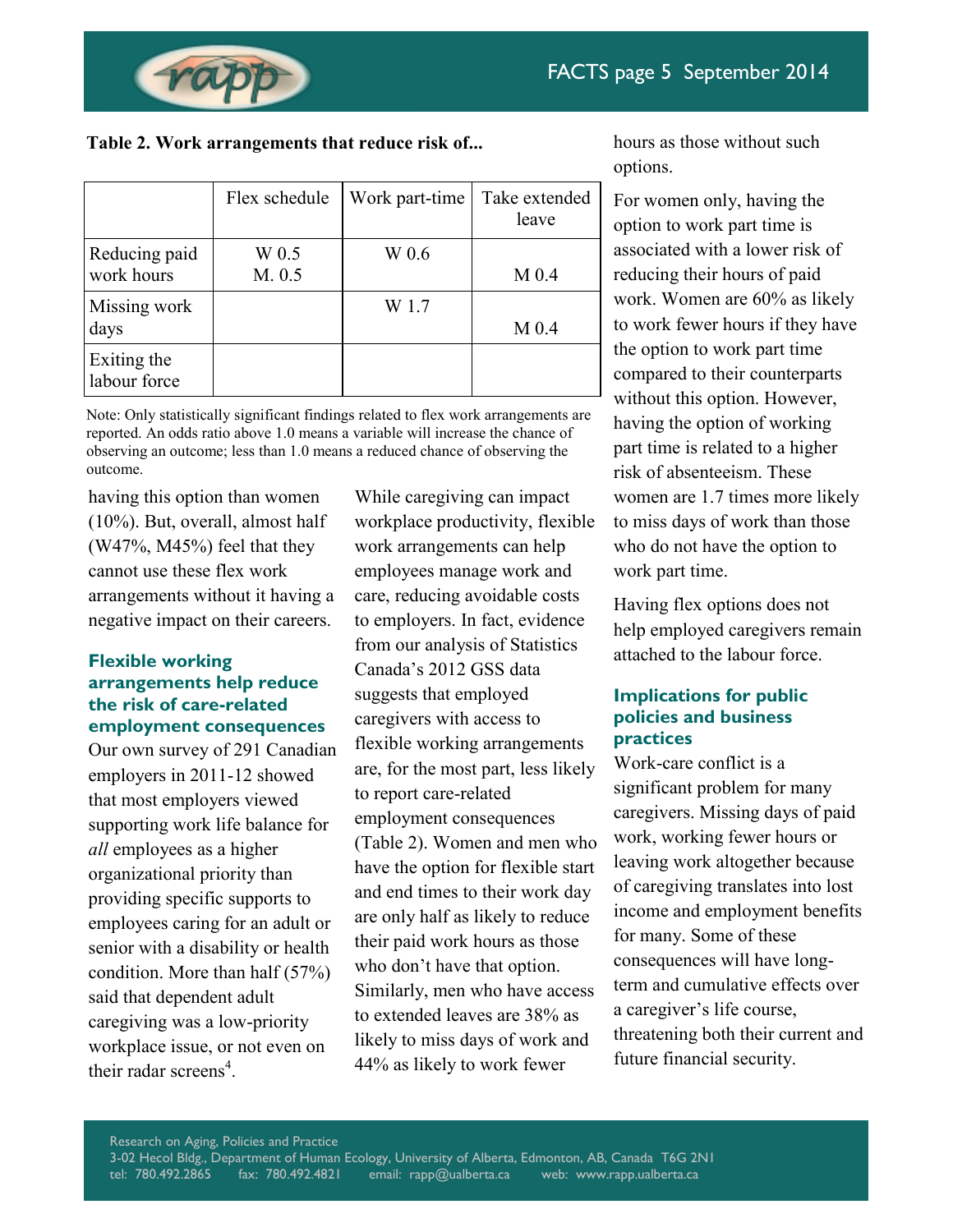**Table 2. Work arrangements that reduce risk of...**

| | Flex schedule | Work part-time | Take extended leave |
|---|---|---|---|
| Reducing paid work hours | W 0.5 M. 0.5 | W 0.6 | M 0.4 |
| Missing work days | | W 1.7 | M 0.4 |
| Exiting the labour force | | | |

Note: Only statistically significant findings related to flex work arrangements are reported. An odds ratio above 1.0 means a variable will increase the chance of observing an outcome; less than 1.0 means a reduced chance of observing the outcome.

having this option than women (10%). But, overall, almost half (W47%, M45%) feel that they cannot use these flex work arrangements without it having a negative impact on their careers.

### Flexible working arrangements help reduce the risk of care-related employment consequences

Our own survey of 291 Canadian employers in 2011-12 showed that most employers viewed supporting work life balance for *all* employees as a higher organizational priority than providing specific supports to employees caring for an adult or senior with a disability or health condition. More than half (57%) said that dependent adult caregiving was a low-priority workplace issue, or not even on their radar screens[4].

While caregiving can impact workplace productivity, flexible work arrangements can help employees manage work and care, reducing avoidable costs to employers. In fact, evidence from our analysis of Statistics Canada's 2012 GSS data suggests that employed caregivers with access to flexible working arrangements are, for the most part, less likely to report care-related employment consequences (Table 2). Women and men who have the option for flexible start and end times to their work day are only half as likely to reduce their paid work hours as those who don't have that option. Similarly, men who have access to extended leaves are 38% as likely to miss days of work and 44% as likely to work fewer hours as those without such options.

For women only, having the option to work part time is associated with a lower risk of reducing their hours of paid work. Women are 60% as likely to work fewer hours if they have the option to work part time compared to their counterparts without this option. However, having the option of working part time is related to a higher risk of absenteeism. These women are 1.7 times more likely to miss days of work than those who do not have the option to work part time.

Having flex options does not help employed caregivers remain attached to the labour force.

### Implications for public policies and business practices

Work-care conflict is a significant problem for many caregivers. Missing days of paid work, working fewer hours or leaving work altogether because of caregiving translates into lost income and employment benefits for many. Some of these consequences will have long-term and cumulative effects over a caregiver's life course, threatening both their current and future financial security.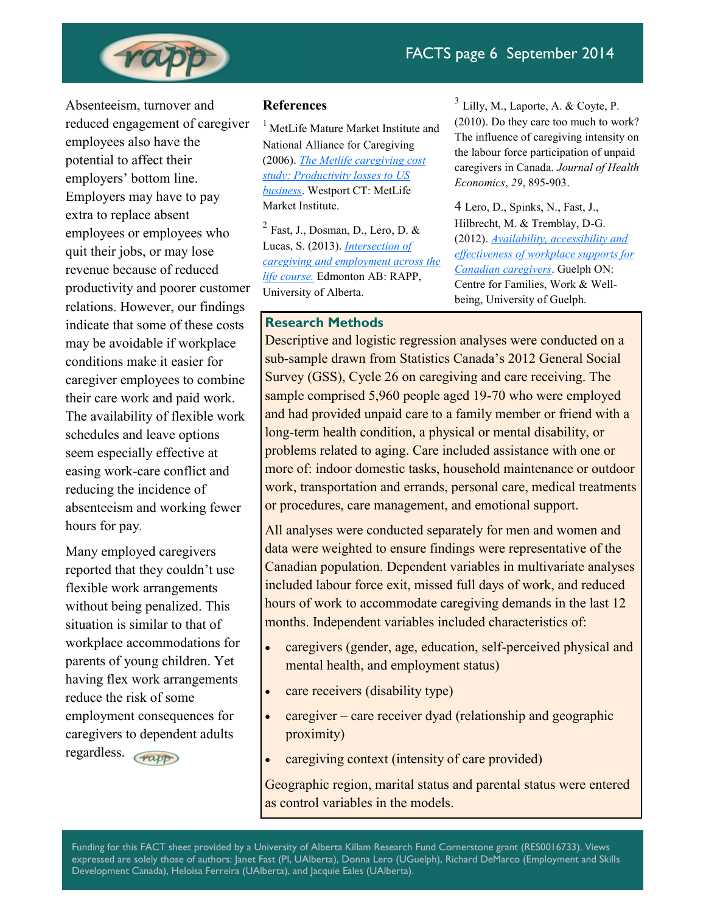Absenteeism, turnover and reduced engagement of caregiver employees also have the potential to affect their employers' bottom line. Employers may have to pay extra to replace absent employees or employees who quit their jobs, or may lose revenue because of reduced productivity and poorer customer relations. However, our findings indicate that some of these costs may be avoidable if workplace conditions make it easier for caregiver employees to combine their care work and paid work. The availability of flexible work schedules and leave options seem especially effective at easing work-care conflict and reducing the incidence of absenteeism and working fewer hours for pay.

Many employed caregivers reported that they couldn't use flexible work arrangements without being penalized. This situation is similar to that of workplace accommodations for parents of young children. Yet having flex work arrangements reduce the risk of some employment consequences for caregivers to dependent adults regardless.

## References

[1] MetLife Mature Market Institute and National Alliance for Caregiving (2006). *The Metlife caregiving cost study: Productivity losses to US business*. Westport CT: MetLife Market Institute.

[2] Fast, J., Dosman, D., Lero, D. & Lucas, S. (2013). *Intersection of caregiving and employment across the life course.* Edmonton AB: RAPP, University of Alberta.

[3] Lilly, M., Laporte, A. & Coyte, P. (2010). Do they care too much to work? The influence of caregiving intensity on the labour force participation of unpaid caregivers in Canada. *Journal of Health Economics*, *29*, 895-903.

[4] Lero, D., Spinks, N., Fast, J., Hilbrecht, M. & Tremblay, D-G. (2012). *Availability, accessibility and effectiveness of workplace supports for Canadian caregivers*. Guelph ON: Centre for Families, Work & Well-being, University of Guelph.

## Research Methods

Descriptive and logistic regression analyses were conducted on a sub-sample drawn from Statistics Canada's 2012 General Social Survey (GSS), Cycle 26 on caregiving and care receiving. The sample comprised 5,960 people aged 19-70 who were employed and had provided unpaid care to a family member or friend with a long-term health condition, a physical or mental disability, or problems related to aging. Care included assistance with one or more of: indoor domestic tasks, household maintenance or outdoor work, transportation and errands, personal care, medical treatments or procedures, care management, and emotional support.

All analyses were conducted separately for men and women and data were weighted to ensure findings were representative of the Canadian population. Dependent variables in multivariate analyses included labour force exit, missed full days of work, and reduced hours of work to accommodate caregiving demands in the last 12 months. Independent variables included characteristics of:

- caregivers (gender, age, education, self-perceived physical and mental health, and employment status)
- care receivers (disability type)
- caregiver – care receiver dyad (relationship and geographic proximity)
- caregiving context (intensity of care provided)

Geographic region, marital status and parental status were entered as control variables in the models.

Funding for this FACT sheet provided by a University of Alberta Killam Research Fund Cornerstone grant (RES0016733). Views expressed are solely those of authors: Janet Fast (PI, UAlberta), Donna Lero (UGuelph), Richard DeMarco (Employment and Skills Development Canada), Heloisa Ferreira (UAlberta), and Jacquie Eales (UAlberta).